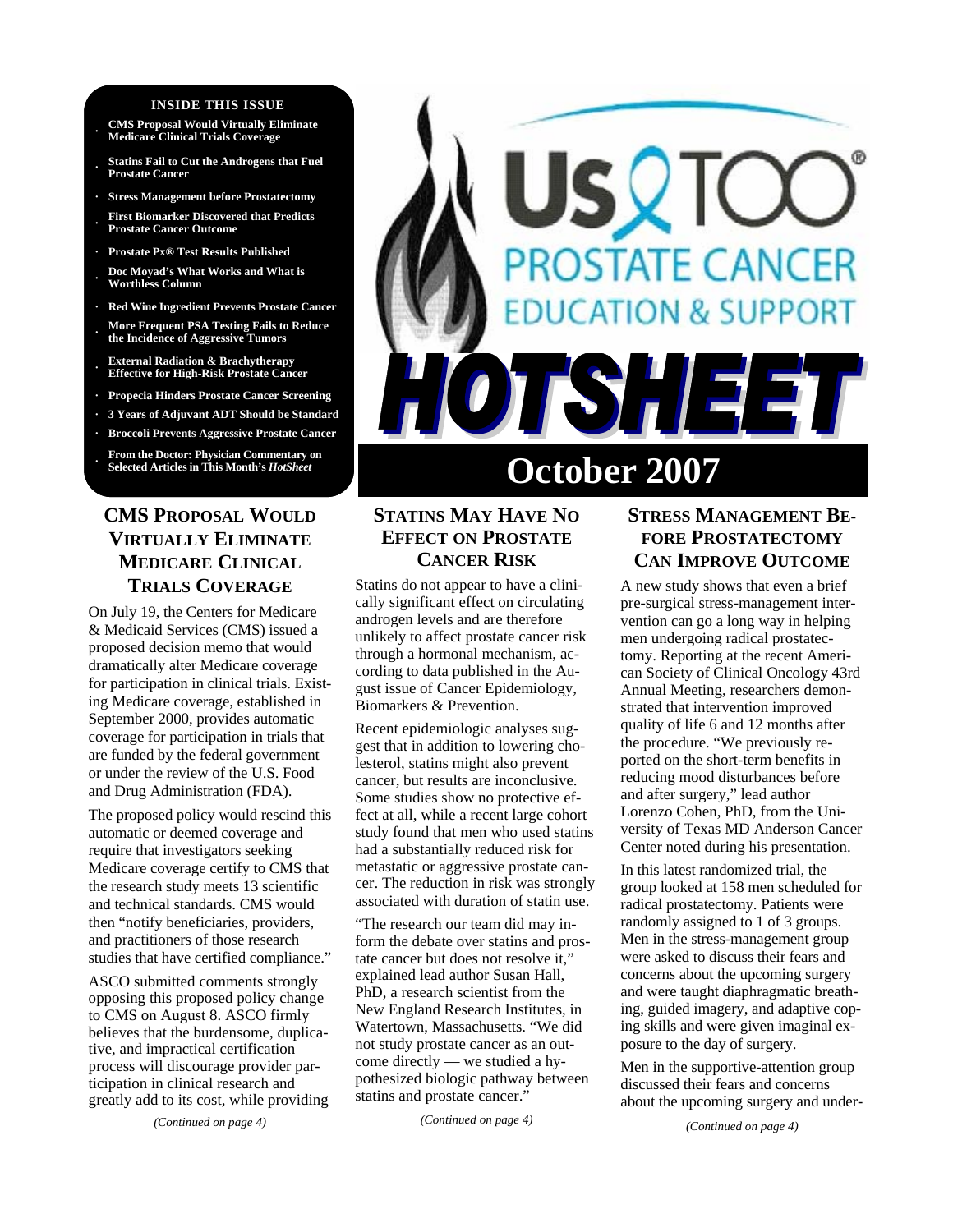# Us TOO® PROSTATE CANCER EDUCATION & SUPPORT

# HOTSHEET

## October 2007

**INSIDE THIS ISSUE**

- CMS Proposal Would Virtually Eliminate Medicare Clinical Trials Coverage
- Statins Fail to Cut the Androgens that Fuel Prostate Cancer
- Stress Management before Prostatectomy
- First Biomarker Discovered that Predicts Prostate Cancer Outcome
- Prostate Px® Test Results Published
- Doc Moyad's What Works and What is Worthless Column
- Red Wine Ingredient Prevents Prostate Cancer
- More Frequent PSA Testing Fails to Reduce the Incidence of Aggressive Tumors
- External Radiation & Brachytherapy Effective for High-Risk Prostate Cancer
- Propecia Hinders Prostate Cancer Screening
- 3 Years of Adjuvant ADT Should be Standard
- Broccoli Prevents Aggressive Prostate Cancer
- From the Doctor: Physician Commentary on Selected Articles in This Month's *HotSheet*

## CMS PROPOSAL WOULD VIRTUALLY ELIMINATE MEDICARE CLINICAL TRIALS COVERAGE

On July 19, the Centers for Medicare & Medicaid Services (CMS) issued a proposed decision memo that would dramatically alter Medicare coverage for participation in clinical trials. Existing Medicare coverage, established in September 2000, provides automatic coverage for participation in trials that are funded by the federal government or under the review of the U.S. Food and Drug Administration (FDA).

The proposed policy would rescind this automatic or deemed coverage and require that investigators seeking Medicare coverage certify to CMS that the research study meets 13 scientific and technical standards. CMS would then "notify beneficiaries, providers, and practitioners of those research studies that have certified compliance."

ASCO submitted comments strongly opposing this proposed policy change to CMS on August 8. ASCO firmly believes that the burdensome, duplicative, and impractical certification process will discourage provider participation in clinical research and greatly add to its cost, while providing

*(Continued on page 4)*

## STATINS MAY HAVE NO EFFECT ON PROSTATE CANCER RISK

Statins do not appear to have a clinically significant effect on circulating androgen levels and are therefore unlikely to affect prostate cancer risk through a hormonal mechanism, according to data published in the August issue of Cancer Epidemiology, Biomarkers & Prevention.

Recent epidemiologic analyses suggest that in addition to lowering cholesterol, statins might also prevent cancer, but results are inconclusive. Some studies show no protective effect at all, while a recent large cohort study found that men who used statins had a substantially reduced risk for metastatic or aggressive prostate cancer. The reduction in risk was strongly associated with duration of statin use.

"The research our team did may inform the debate over statins and prostate cancer but does not resolve it," explained lead author Susan Hall, PhD, a research scientist from the New England Research Institutes, in Watertown, Massachusetts. "We did not study prostate cancer as an outcome directly — we studied a hypothesized biologic pathway between statins and prostate cancer."

*(Continued on page 4)*

## STRESS MANAGEMENT BEFORE PROSTATECTOMY CAN IMPROVE OUTCOME

A new study shows that even a brief pre-surgical stress-management intervention can go a long way in helping men undergoing radical prostatectomy. Reporting at the recent American Society of Clinical Oncology 43rd Annual Meeting, researchers demonstrated that intervention improved quality of life 6 and 12 months after the procedure. "We previously reported on the short-term benefits in reducing mood disturbances before and after surgery," lead author Lorenzo Cohen, PhD, from the University of Texas MD Anderson Cancer Center noted during his presentation.

In this latest randomized trial, the group looked at 158 men scheduled for radical prostatectomy. Patients were randomly assigned to 1 of 3 groups. Men in the stress-management group were asked to discuss their fears and concerns about the upcoming surgery and were taught diaphragmatic breathing, guided imagery, and adaptive coping skills and were given imaginal exposure to the day of surgery.

Men in the supportive-attention group discussed their fears and concerns about the upcoming surgery and under-

*(Continued on page 4)*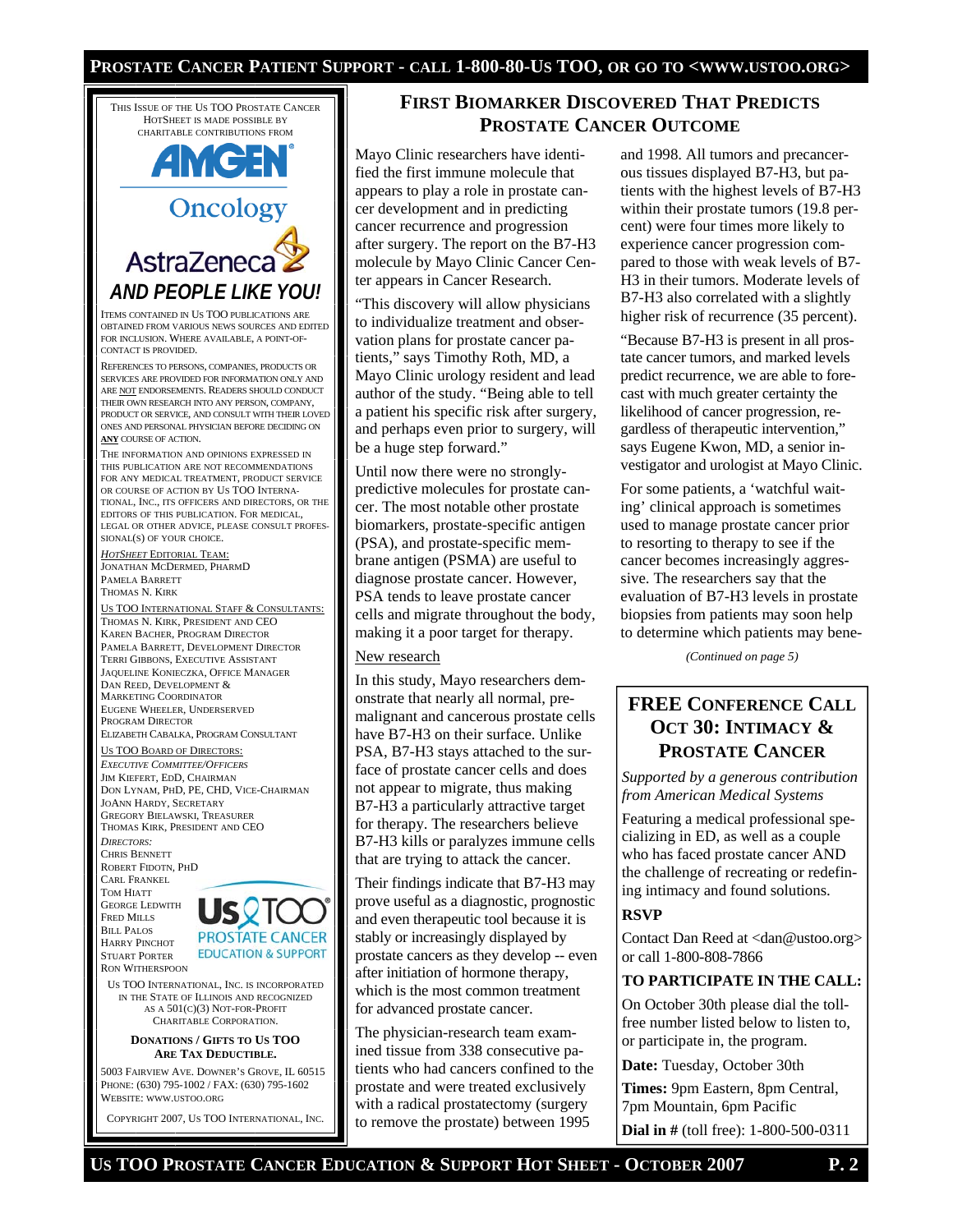This issue of the Us TOO Prostate Cancer HotSheet is made possible by charitable contributions from

AMGEN Oncology

AstraZeneca

*AND PEOPLE LIKE YOU!*

Items contained in Us TOO publications are obtained from various news sources and edited for inclusion. Where available, a point-of-contact is provided.

References to persons, companies, products or services are provided for information only and are not endorsements. Readers should conduct their own research into any person, company, product or service, and consult with their loved ones and personal physician before deciding on **any** course of action.

The information and opinions expressed in this publication are not recommendations for any medical treatment, product service or course of action by Us TOO International, Inc., its officers and directors, or the editors of this publication. For medical, legal or other advice, please consult professional(s) of your choice.

*HotSheet* Editorial Team:
Jonathan McDermed, PharmD
Pamela Barrett
Thomas N. Kirk

Us TOO International Staff & Consultants:
Thomas N. Kirk, President and CEO
Karen Bacher, Program Director
Pamela Barrett, Development Director
Terri Gibbons, Executive Assistant
Jaqueline Konieczka, Office Manager
Dan Reed, Development & Marketing Coordinator
Eugene Wheeler, Underserved Program Director
Elizabeth Cabalka, Program Consultant

Us TOO Board of Directors:
*Executive Committee/Officers*
Jim Kiefert, EdD, Chairman
Don Lynam, PhD, PE, CHD, Vice-Chairman
JoAnn Hardy, Secretary
Gregory Bielawski, Treasurer
Thomas Kirk, President and CEO
*Directors:*
Chris Bennett
Robert Fidotn, PhD
Carl Frankel
Tom Hiatt
George Ledwith
Fred Mills
Bill Palos
Harry Pinchot
Stuart Porter
Ron Witherspoon

Us TOO PROSTATE CANCER EDUCATION & SUPPORT

Us TOO International, Inc. is incorporated in the State of Illinois and recognized as a 501(c)(3) not-for-profit charitable corporation.

**Donations / Gifts to Us TOO Are Tax Deductible.**

5003 Fairview Ave. Downer's Grove, IL 60515
Phone: (630) 795-1002 / Fax: (630) 795-1602
Website: www.ustoo.org

Copyright 2007, Us TOO International, Inc.

# First Biomarker Discovered That Predicts Prostate Cancer Outcome

Mayo Clinic researchers have identified the first immune molecule that appears to play a role in prostate cancer development and in predicting cancer recurrence and progression after surgery. The report on the B7-H3 molecule by Mayo Clinic Cancer Center appears in Cancer Research.

"This discovery will allow physicians to individualize treatment and observation plans for prostate cancer patients," says Timothy Roth, MD, a Mayo Clinic urology resident and lead author of the study. "Being able to tell a patient his specific risk after surgery, and perhaps even prior to surgery, will be a huge step forward."

Until now there were no strongly-predictive molecules for prostate cancer. The most notable other prostate biomarkers, prostate-specific antigen (PSA), and prostate-specific membrane antigen (PSMA) are useful to diagnose prostate cancer. However, PSA tends to leave prostate cancer cells and migrate throughout the body, making it a poor target for therapy.

## New research

In this study, Mayo researchers demonstrate that nearly all normal, pre-malignant and cancerous prostate cells have B7-H3 on their surface. Unlike PSA, B7-H3 stays attached to the surface of prostate cancer cells and does not appear to migrate, thus making B7-H3 a particularly attractive target for therapy. The researchers believe B7-H3 kills or paralyzes immune cells that are trying to attack the cancer.

Their findings indicate that B7-H3 may prove useful as a diagnostic, prognostic and even therapeutic tool because it is stably or increasingly displayed by prostate cancers as they develop -- even after initiation of hormone therapy, which is the most common treatment for advanced prostate cancer.

The physician-research team examined tissue from 338 consecutive patients who had cancers confined to the prostate and were treated exclusively with a radical prostatectomy (surgery to remove the prostate) between 1995 and 1998. All tumors and precancerous tissues displayed B7-H3, but patients with the highest levels of B7-H3 within their prostate tumors (19.8 percent) were four times more likely to experience cancer progression compared to those with weak levels of B7-H3 in their tumors. Moderate levels of B7-H3 also correlated with a slightly higher risk of recurrence (35 percent).

"Because B7-H3 is present in all prostate cancer tumors, and marked levels predict recurrence, we are able to forecast with much greater certainty the likelihood of cancer progression, regardless of therapeutic intervention," says Eugene Kwon, MD, a senior investigator and urologist at Mayo Clinic.

For some patients, a 'watchful waiting' clinical approach is sometimes used to manage prostate cancer prior to resorting to therapy to see if the cancer becomes increasingly aggressive. The researchers say that the evaluation of B7-H3 levels in prostate biopsies from patients may soon help to determine which patients may bene-

*(Continued on page 5)*

## Free Conference Call Oct 30: Intimacy & Prostate Cancer

*Supported by a generous contribution from American Medical Systems*

Featuring a medical professional specializing in ED, as well as a couple who has faced prostate cancer AND the challenge of recreating or redefining intimacy and found solutions.

### RSVP

Contact Dan Reed at <dan@ustoo.org> or call 1-800-808-7866

### To participate in the call:

On October 30th please dial the toll-free number listed below to listen to, or participate in, the program.

**Date:** Tuesday, October 30th

**Times:** 9pm Eastern, 8pm Central, 7pm Mountain, 6pm Pacific

**Dial in #** (toll free): 1-800-500-0311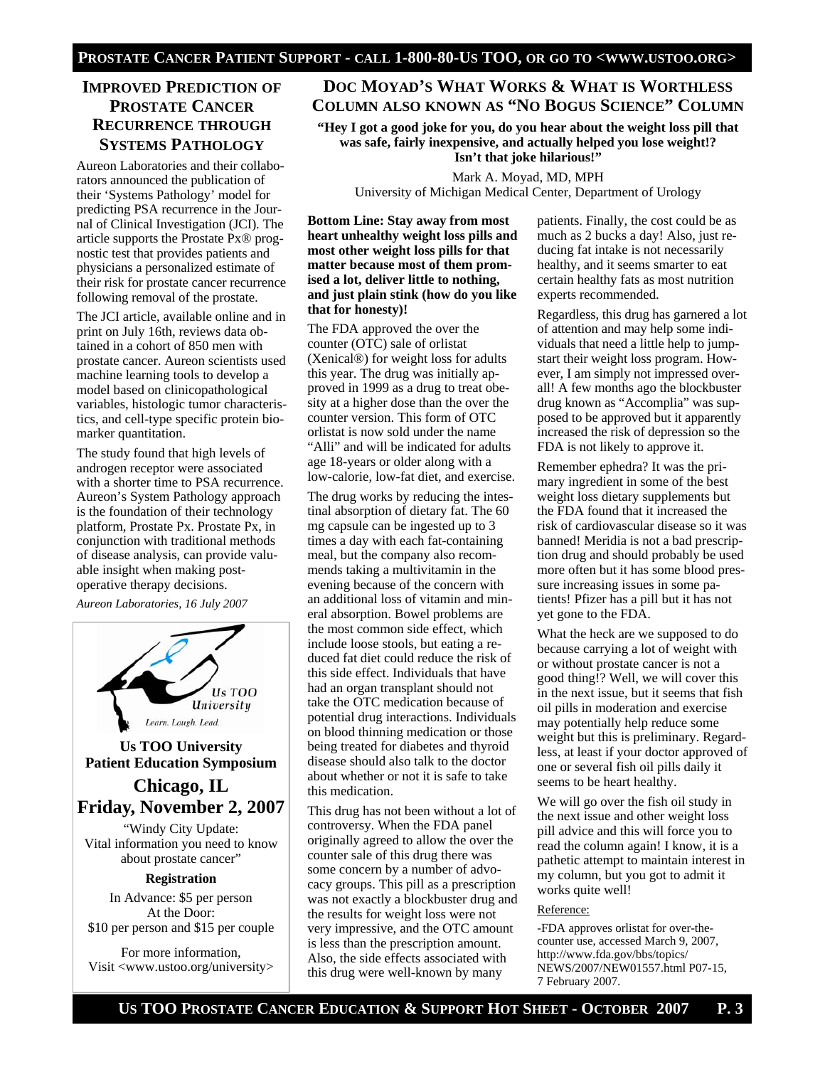## IMPROVED PREDICTION OF PROSTATE CANCER RECURRENCE THROUGH SYSTEMS PATHOLOGY

Aureon Laboratories and their collaborators announced the publication of their 'Systems Pathology' model for predicting PSA recurrence in the Journal of Clinical Investigation (JCI). The article supports the Prostate Px® prognostic test that provides patients and physicians a personalized estimate of their risk for prostate cancer recurrence following removal of the prostate.

The JCI article, available online and in print on July 16th, reviews data obtained in a cohort of 850 men with prostate cancer. Aureon scientists used machine learning tools to develop a model based on clinicopathological variables, histologic tumor characteristics, and cell-type specific protein biomarker quantitation.

The study found that high levels of androgen receptor were associated with a shorter time to PSA recurrence. Aureon's System Pathology approach is the foundation of their technology platform, Prostate Px. Prostate Px, in conjunction with traditional methods of disease analysis, can provide valuable insight when making post-operative therapy decisions.

*Aureon Laboratories, 16 July 2007*

Us TOO University

Learn. Laugh. Lead.

**Us TOO University Patient Education Symposium**

**Chicago, IL**

**Friday, November 2, 2007**

"Windy City Update: Vital information you need to know about prostate cancer"

**Registration**

In Advance: $5 per person
At the Door:
$10 per person and $15 per couple

For more information,
Visit <www.ustoo.org/university>

## DOC MOYAD'S WHAT WORKS & WHAT IS WORTHLESS COLUMN ALSO KNOWN AS "NO BOGUS SCIENCE" COLUMN

**"Hey I got a good joke for you, do you hear about the weight loss pill that was safe, fairly inexpensive, and actually helped you lose weight!? Isn't that joke hilarious!"**

Mark A. Moyad, MD, MPH
University of Michigan Medical Center, Department of Urology

**Bottom Line: Stay away from most heart unhealthy weight loss pills and most other weight loss pills for that matter because most of them promised a lot, deliver little to nothing, and just plain stink (how do you like that for honesty)!**

The FDA approved the over the counter (OTC) sale of orlistat (Xenical®) for weight loss for adults this year. The drug was initially approved in 1999 as a drug to treat obesity at a higher dose than the over the counter version. This form of OTC orlistat is now sold under the name "Alli" and will be indicated for adults age 18-years or older along with a low-calorie, low-fat diet, and exercise.

The drug works by reducing the intestinal absorption of dietary fat. The 60 mg capsule can be ingested up to 3 times a day with each fat-containing meal, but the company also recommends taking a multivitamin in the evening because of the concern with an additional loss of vitamin and mineral absorption. Bowel problems are the most common side effect, which include loose stools, but eating a reduced fat diet could reduce the risk of this side effect. Individuals that have had an organ transplant should not take the OTC medication because of potential drug interactions. Individuals on blood thinning medication or those being treated for diabetes and thyroid disease should also talk to the doctor about whether or not it is safe to take this medication.

This drug has not been without a lot of controversy. When the FDA panel originally agreed to allow the over the counter sale of this drug there was some concern by a number of advocacy groups. This pill as a prescription was not exactly a blockbuster drug and the results for weight loss were not very impressive, and the OTC amount is less than the prescription amount. Also, the side effects associated with this drug were well-known by many patients. Finally, the cost could be as much as 2 bucks a day! Also, just reducing fat intake is not necessarily healthy, and it seems smarter to eat certain healthy fats as most nutrition experts recommended.

Regardless, this drug has garnered a lot of attention and may help some individuals that need a little help to jump-start their weight loss program. However, I am simply not impressed overall! A few months ago the blockbuster drug known as "Accomplia" was supposed to be approved but it apparently increased the risk of depression so the FDA is not likely to approve it.

Remember ephedra? It was the primary ingredient in some of the best weight loss dietary supplements but the FDA found that it increased the risk of cardiovascular disease so it was banned! Meridia is not a bad prescription drug and should probably be used more often but it has some blood pressure increasing issues in some patients! Pfizer has a pill but it has not yet gone to the FDA.

What the heck are we supposed to do because carrying a lot of weight with or without prostate cancer is not a good thing!? Well, we will cover this in the next issue, but it seems that fish oil pills in moderation and exercise may potentially help reduce some weight but this is preliminary. Regardless, at least if your doctor approved of one or several fish oil pills daily it seems to be heart healthy.

We will go over the fish oil study in the next issue and other weight loss pill advice and this will force you to read the column again! I know, it is a pathetic attempt to maintain interest in my column, but you got to admit it works quite well!

Reference:

-FDA approves orlistat for over-the-counter use, accessed March 9, 2007, http://www.fda.gov/bbs/topics/NEWS/2007/NEW01557.html P07-15, 7 February 2007.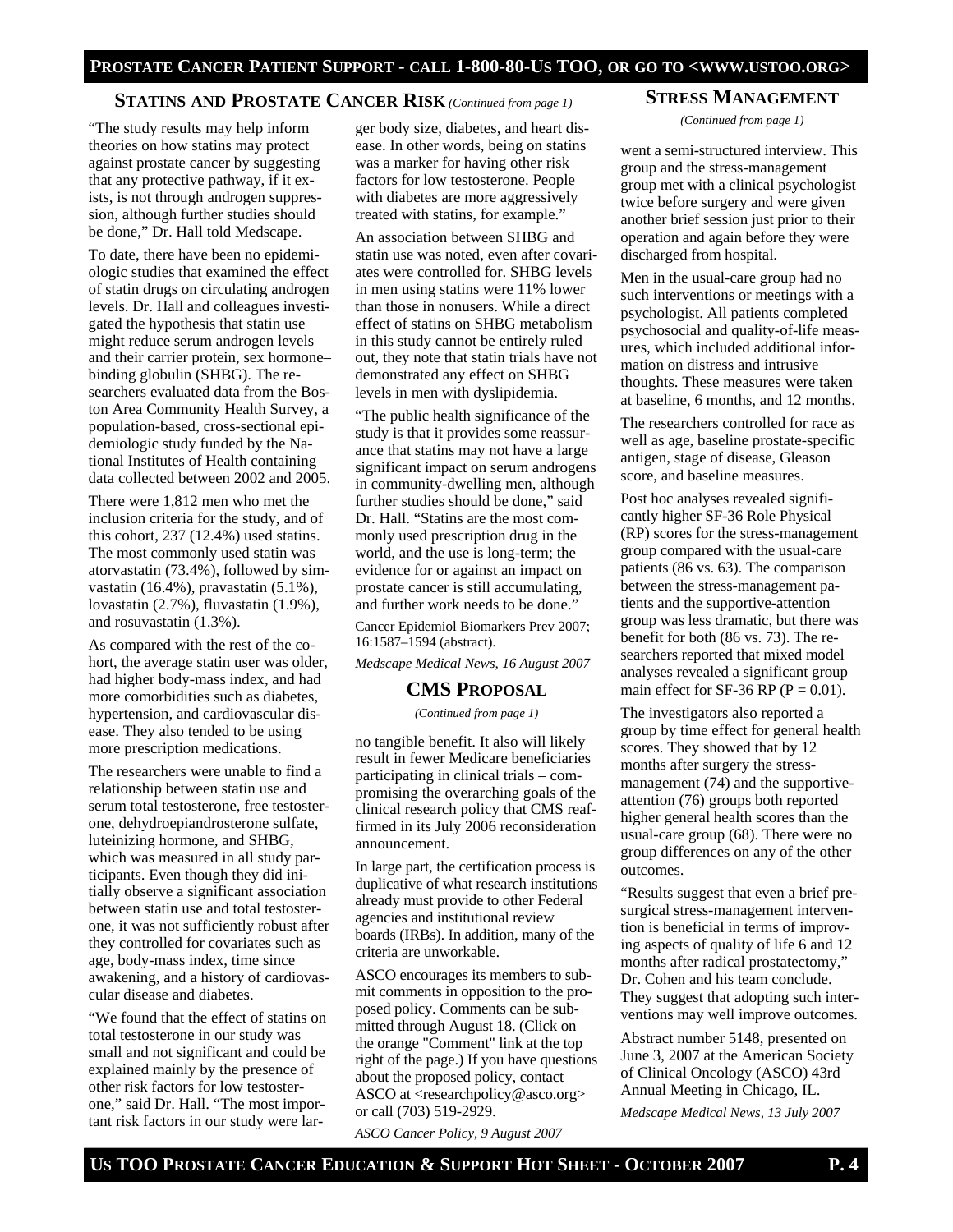## Statins and Prostate Cancer Risk *(Continued from page 1)*

"The study results may help inform theories on how statins may protect against prostate cancer by suggesting that any protective pathway, if it exists, is not through androgen suppression, although further studies should be done," Dr. Hall told Medscape.

To date, there have been no epidemiologic studies that examined the effect of statin drugs on circulating androgen levels. Dr. Hall and colleagues investigated the hypothesis that statin use might reduce serum androgen levels and their carrier protein, sex hormone–binding globulin (SHBG). The researchers evaluated data from the Boston Area Community Health Survey, a population-based, cross-sectional epidemiologic study funded by the National Institutes of Health containing data collected between 2002 and 2005.

There were 1,812 men who met the inclusion criteria for the study, and of this cohort, 237 (12.4%) used statins. The most commonly used statin was atorvastatin (73.4%), followed by simvastatin (16.4%), pravastatin (5.1%), lovastatin (2.7%), fluvastatin (1.9%), and rosuvastatin (1.3%).

As compared with the rest of the cohort, the average statin user was older, had higher body-mass index, and had more comorbidities such as diabetes, hypertension, and cardiovascular disease. They also tended to be using more prescription medications.

The researchers were unable to find a relationship between statin use and serum total testosterone, free testosterone, dehydroepiandrosterone sulfate, luteinizing hormone, and SHBG, which was measured in all study participants. Even though they did initially observe a significant association between statin use and total testosterone, it was not sufficiently robust after they controlled for covariates such as age, body-mass index, time since awakening, and a history of cardiovascular disease and diabetes.

"We found that the effect of statins on total testosterone in our study was small and not significant and could be explained mainly by the presence of other risk factors for low testosterone," said Dr. Hall. "The most important risk factors in our study were larger body size, diabetes, and heart disease. In other words, being on statins was a marker for having other risk factors for low testosterone. People with diabetes are more aggressively treated with statins, for example."

An association between SHBG and statin use was noted, even after covariates were controlled for. SHBG levels in men using statins were 11% lower than those in nonusers. While a direct effect of statins on SHBG metabolism in this study cannot be entirely ruled out, they note that statin trials have not demonstrated any effect on SHBG levels in men with dyslipidemia.

"The public health significance of the study is that it provides some reassurance that statins may not have a large significant impact on serum androgens in community-dwelling men, although further studies should be done," said Dr. Hall. "Statins are the most commonly used prescription drug in the world, and the use is long-term; the evidence for or against an impact on prostate cancer is still accumulating, and further work needs to be done."

Cancer Epidemiol Biomarkers Prev 2007; 16:1587–1594 (abstract).

*Medscape Medical News, 16 August 2007*

## CMS Proposal

*(Continued from page 1)*

no tangible benefit. It also will likely result in fewer Medicare beneficiaries participating in clinical trials – compromising the overarching goals of the clinical research policy that CMS reaffirmed in its July 2006 reconsideration announcement.

In large part, the certification process is duplicative of what research institutions already must provide to other Federal agencies and institutional review boards (IRBs). In addition, many of the criteria are unworkable.

ASCO encourages its members to submit comments in opposition to the proposed policy. Comments can be submitted through August 18. (Click on the orange "Comment" link at the top right of the page.) If you have questions about the proposed policy, contact ASCO at <researchpolicy@asco.org> or call (703) 519-2929.

*ASCO Cancer Policy, 9 August 2007*

## Stress Management

*(Continued from page 1)*

went a semi-structured interview. This group and the stress-management group met with a clinical psychologist twice before surgery and were given another brief session just prior to their operation and again before they were discharged from hospital.

Men in the usual-care group had no such interventions or meetings with a psychologist. All patients completed psychosocial and quality-of-life measures, which included additional information on distress and intrusive thoughts. These measures were taken at baseline, 6 months, and 12 months.

The researchers controlled for race as well as age, baseline prostate-specific antigen, stage of disease, Gleason score, and baseline measures.

Post hoc analyses revealed significantly higher SF-36 Role Physical (RP) scores for the stress-management group compared with the usual-care patients (86 vs. 63). The comparison between the stress-management patients and the supportive-attention group was less dramatic, but there was benefit for both (86 vs. 73). The researchers reported that mixed model analyses revealed a significant group main effect for SF-36 RP ($P = 0.01$).

The investigators also reported a group by time effect for general health scores. They showed that by 12 months after surgery the stress-management (74) and the supportive-attention (76) groups both reported higher general health scores than the usual-care group (68). There were no group differences on any of the other outcomes.

"Results suggest that even a brief presurgical stress-management intervention is beneficial in terms of improving aspects of quality of life 6 and 12 months after radical prostatectomy," Dr. Cohen and his team conclude. They suggest that adopting such interventions may well improve outcomes.

Abstract number 5148, presented on June 3, 2007 at the American Society of Clinical Oncology (ASCO) 43rd Annual Meeting in Chicago, IL.

*Medscape Medical News, 13 July 2007*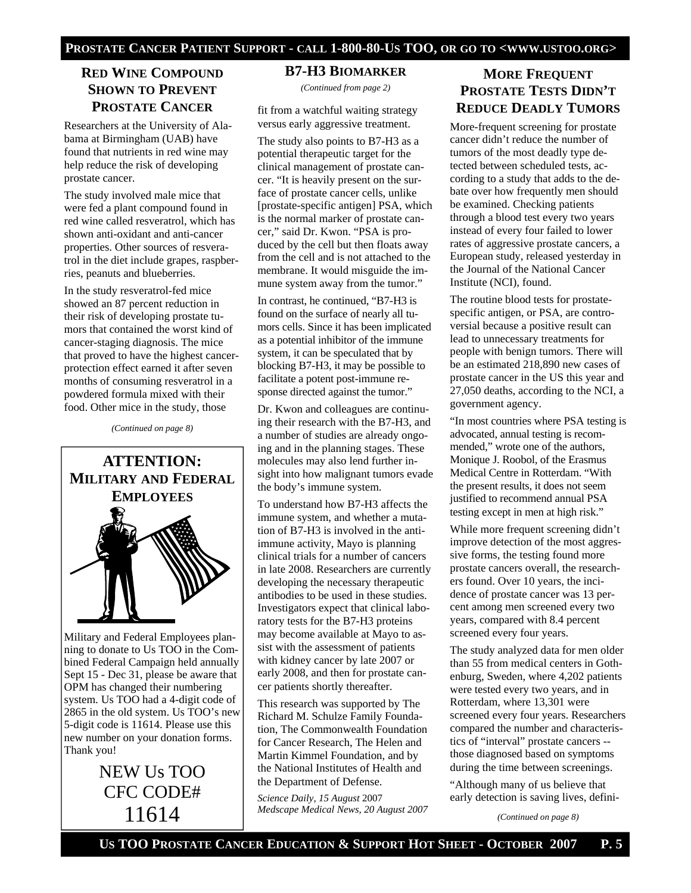## RED WINE COMPOUND SHOWN TO PREVENT PROSTATE CANCER

Researchers at the University of Alabama at Birmingham (UAB) have found that nutrients in red wine may help reduce the risk of developing prostate cancer.

The study involved male mice that were fed a plant compound found in red wine called resveratrol, which has shown anti-oxidant and anti-cancer properties. Other sources of resveratrol in the diet include grapes, raspberries, peanuts and blueberries.

In the study resveratrol-fed mice showed an 87 percent reduction in their risk of developing prostate tumors that contained the worst kind of cancer-staging diagnosis. The mice that proved to have the highest cancer-protection effect earned it after seven months of consuming resveratrol in a powdered formula mixed with their food. Other mice in the study, those

*(Continued on page 8)*

## ATTENTION: MILITARY AND FEDERAL EMPLOYEES

Military and Federal Employees planning to donate to Us TOO in the Combined Federal Campaign held annually Sept 15 - Dec 31, please be aware that OPM has changed their numbering system. Us TOO had a 4-digit code of 2865 in the old system. Us TOO's new 5-digit code is 11614. Please use this new number on your donation forms. Thank you!

NEW Us TOO
CFC CODE#
11614

## B7-H3 BIOMARKER

*(Continued from page 2)*

fit from a watchful waiting strategy versus early aggressive treatment.

The study also points to B7-H3 as a potential therapeutic target for the clinical management of prostate cancer. "It is heavily present on the surface of prostate cancer cells, unlike [prostate-specific antigen] PSA, which is the normal marker of prostate cancer," said Dr. Kwon. "PSA is produced by the cell but then floats away from the cell and is not attached to the membrane. It would misguide the immune system away from the tumor."

In contrast, he continued, "B7-H3 is found on the surface of nearly all tumors cells. Since it has been implicated as a potential inhibitor of the immune system, it can be speculated that by blocking B7-H3, it may be possible to facilitate a potent post-immune response directed against the tumor."

Dr. Kwon and colleagues are continuing their research with the B7-H3, and a number of studies are already ongoing and in the planning stages. These molecules may also lend further insight into how malignant tumors evade the body's immune system.

To understand how B7-H3 affects the immune system, and whether a mutation of B7-H3 is involved in the anti-immune activity, Mayo is planning clinical trials for a number of cancers in late 2008. Researchers are currently developing the necessary therapeutic antibodies to be used in these studies. Investigators expect that clinical laboratory tests for the B7-H3 proteins may become available at Mayo to assist with the assessment of patients with kidney cancer by late 2007 or early 2008, and then for prostate cancer patients shortly thereafter.

This research was supported by The Richard M. Schulze Family Foundation, The Commonwealth Foundation for Cancer Research, The Helen and Martin Kimmel Foundation, and by the National Institutes of Health and the Department of Defense.

*Science Daily, 15 August* 2007
*Medscape Medical News, 20 August 2007*

## MORE FREQUENT PROSTATE TESTS DIDN'T REDUCE DEADLY TUMORS

More-frequent screening for prostate cancer didn't reduce the number of tumors of the most deadly type detected between scheduled tests, according to a study that adds to the debate over how frequently men should be examined. Checking patients through a blood test every two years instead of every four failed to lower rates of aggressive prostate cancers, a European study, released yesterday in the Journal of the National Cancer Institute (NCI), found.

The routine blood tests for prostate-specific antigen, or PSA, are controversial because a positive result can lead to unnecessary treatments for people with benign tumors. There will be an estimated 218,890 new cases of prostate cancer in the US this year and 27,050 deaths, according to the NCI, a government agency.

"In most countries where PSA testing is advocated, annual testing is recommended," wrote one of the authors, Monique J. Roobol, of the Erasmus Medical Centre in Rotterdam. "With the present results, it does not seem justified to recommend annual PSA testing except in men at high risk."

While more frequent screening didn't improve detection of the most aggressive forms, the testing found more prostate cancers overall, the researchers found. Over 10 years, the incidence of prostate cancer was 13 percent among men screened every two years, compared with 8.4 percent screened every four years.

The study analyzed data for men older than 55 from medical centers in Gothenburg, Sweden, where 4,202 patients were tested every two years, and in Rotterdam, where 13,301 were screened every four years. Researchers compared the number and characteristics of "interval" prostate cancers -- those diagnosed based on symptoms during the time between screenings.

"Although many of us believe that early detection is saving lives, defini-

*(Continued on page 8)*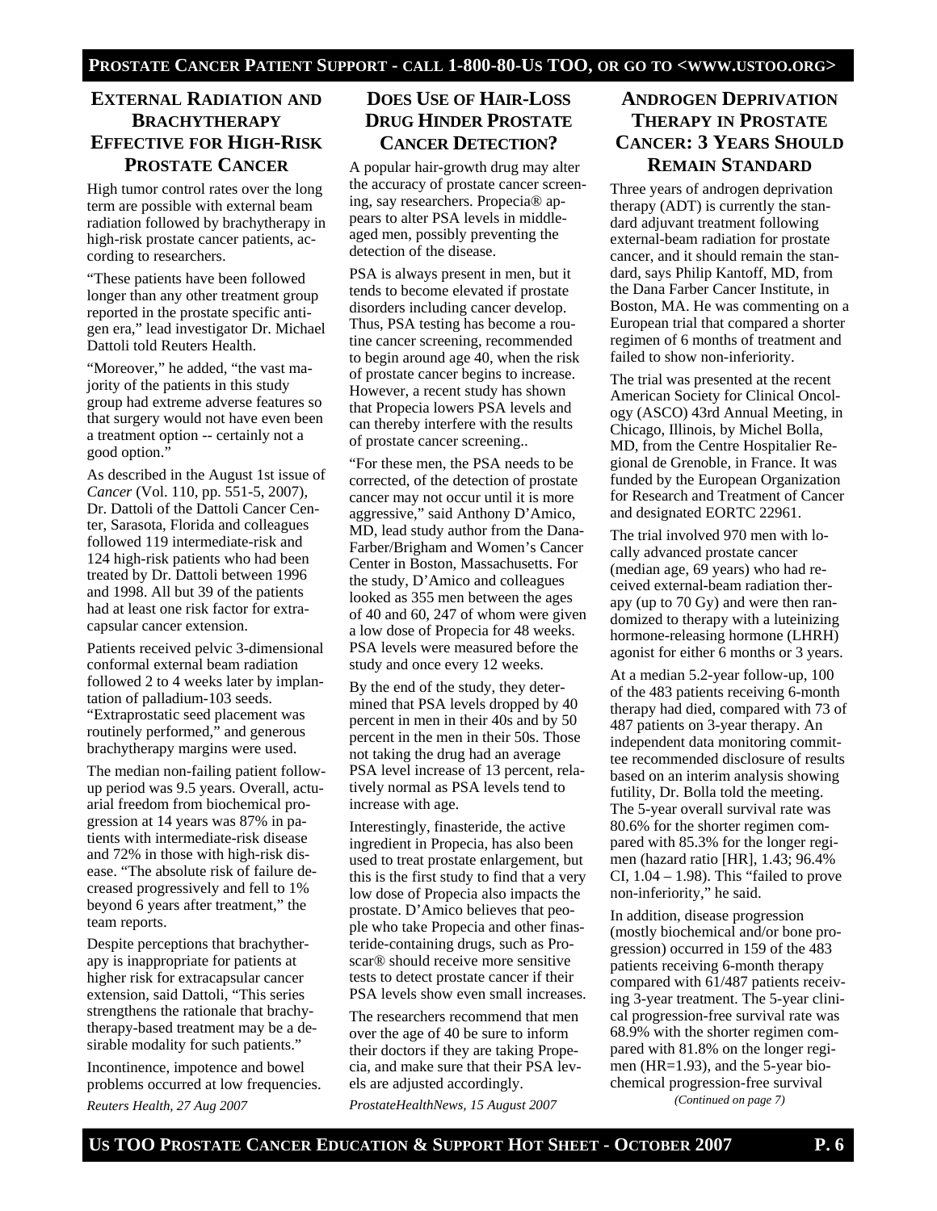## External Radiation and Brachytherapy Effective for High-Risk Prostate Cancer

High tumor control rates over the long term are possible with external beam radiation followed by brachytherapy in high-risk prostate cancer patients, according to researchers.

"These patients have been followed longer than any other treatment group reported in the prostate specific antigen era," lead investigator Dr. Michael Dattoli told Reuters Health.

"Moreover," he added, "the vast majority of the patients in this study group had extreme adverse features so that surgery would not have even been a treatment option -- certainly not a good option."

As described in the August 1st issue of *Cancer* (Vol. 110, pp. 551-5, 2007), Dr. Dattoli of the Dattoli Cancer Center, Sarasota, Florida and colleagues followed 119 intermediate-risk and 124 high-risk patients who had been treated by Dr. Dattoli between 1996 and 1998. All but 39 of the patients had at least one risk factor for extracapsular cancer extension.

Patients received pelvic 3-dimensional conformal external beam radiation followed 2 to 4 weeks later by implantation of palladium-103 seeds. "Extraprostatic seed placement was routinely performed," and generous brachytherapy margins were used.

The median non-failing patient follow-up period was 9.5 years. Overall, actuarial freedom from biochemical progression at 14 years was 87% in patients with intermediate-risk disease and 72% in those with high-risk disease. "The absolute risk of failure decreased progressively and fell to 1% beyond 6 years after treatment," the team reports.

Despite perceptions that brachytherapy is inappropriate for patients at higher risk for extracapsular cancer extension, said Dattoli, "This series strengthens the rationale that brachytherapy-based treatment may be a desirable modality for such patients."

Incontinence, impotence and bowel problems occurred at low frequencies.

*Reuters Health, 27 Aug 2007*

## Does Use of Hair-Loss Drug Hinder Prostate Cancer Detection?

A popular hair-growth drug may alter the accuracy of prostate cancer screening, say researchers. Propecia® appears to alter PSA levels in middle-aged men, possibly preventing the detection of the disease.

PSA is always present in men, but it tends to become elevated if prostate disorders including cancer develop. Thus, PSA testing has become a routine cancer screening, recommended to begin around age 40, when the risk of prostate cancer begins to increase. However, a recent study has shown that Propecia lowers PSA levels and can thereby interfere with the results of prostate cancer screening..

"For these men, the PSA needs to be corrected, of the detection of prostate cancer may not occur until it is more aggressive," said Anthony D'Amico, MD, lead study author from the Dana-Farber/Brigham and Women's Cancer Center in Boston, Massachusetts. For the study, D'Amico and colleagues looked as 355 men between the ages of 40 and 60, 247 of whom were given a low dose of Propecia for 48 weeks. PSA levels were measured before the study and once every 12 weeks.

By the end of the study, they determined that PSA levels dropped by 40 percent in men in their 40s and by 50 percent in the men in their 50s. Those not taking the drug had an average PSA level increase of 13 percent, relatively normal as PSA levels tend to increase with age.

Interestingly, finasteride, the active ingredient in Propecia, has also been used to treat prostate enlargement, but this is the first study to find that a very low dose of Propecia also impacts the prostate. D'Amico believes that people who take Propecia and other finasteride-containing drugs, such as Proscar® should receive more sensitive tests to detect prostate cancer if their PSA levels show even small increases.

The researchers recommend that men over the age of 40 be sure to inform their doctors if they are taking Propecia, and make sure that their PSA levels are adjusted accordingly.

*ProstateHealthNews, 15 August 2007*

## Androgen Deprivation Therapy in Prostate Cancer: 3 Years Should Remain Standard

Three years of androgen deprivation therapy (ADT) is currently the standard adjuvant treatment following external-beam radiation for prostate cancer, and it should remain the standard, says Philip Kantoff, MD, from the Dana Farber Cancer Institute, in Boston, MA. He was commenting on a European trial that compared a shorter regimen of 6 months of treatment and failed to show non-inferiority.

The trial was presented at the recent American Society for Clinical Oncology (ASCO) 43rd Annual Meeting, in Chicago, Illinois, by Michel Bolla, MD, from the Centre Hospitalier Regional de Grenoble, in France. It was funded by the European Organization for Research and Treatment of Cancer and designated EORTC 22961.

The trial involved 970 men with locally advanced prostate cancer (median age, 69 years) who had received external-beam radiation therapy (up to 70 Gy) and were then randomized to therapy with a luteinizing hormone-releasing hormone (LHRH) agonist for either 6 months or 3 years.

At a median 5.2-year follow-up, 100 of the 483 patients receiving 6-month therapy had died, compared with 73 of 487 patients on 3-year therapy. An independent data monitoring committee recommended disclosure of results based on an interim analysis showing futility, Dr. Bolla told the meeting. The 5-year overall survival rate was 80.6% for the shorter regimen compared with 85.3% for the longer regimen (hazard ratio [HR], 1.43; 96.4% CI, 1.04 – 1.98). This "failed to prove non-inferiority," he said.

In addition, disease progression (mostly biochemical and/or bone progression) occurred in 159 of the 483 patients receiving 6-month therapy compared with 61/487 patients receiving 3-year treatment. The 5-year clinical progression-free survival rate was 68.9% with the shorter regimen compared with 81.8% on the longer regimen (HR=1.93), and the 5-year biochemical progression-free survival

*(Continued on page 7)*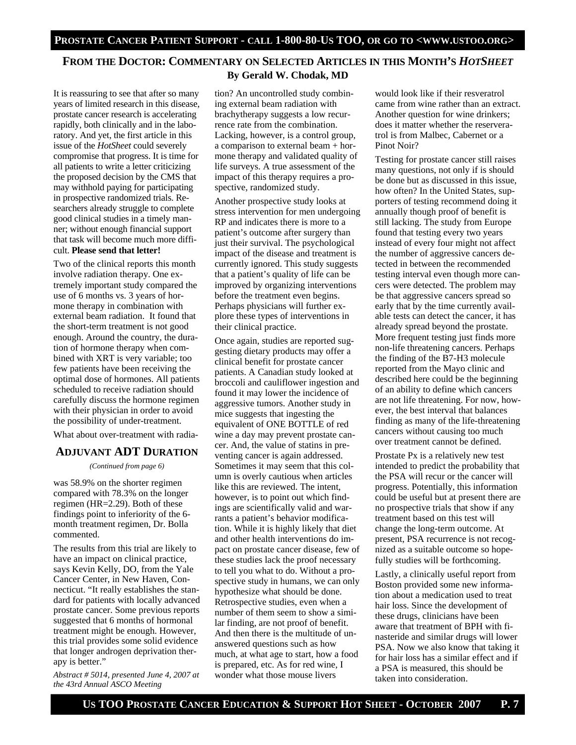## From the Doctor: Commentary on Selected Articles in this Month's *HotSheet*

**By Gerald W. Chodak, MD**

It is reassuring to see that after so many years of limited research in this disease, prostate cancer research is accelerating rapidly, both clinically and in the laboratory. And yet, the first article in this issue of the *HotSheet* could severely compromise that progress. It is time for all patients to write a letter criticizing the proposed decision by the CMS that may withhold paying for participating in prospective randomized trials. Researchers already struggle to complete good clinical studies in a timely manner; without enough financial support that task will become much more difficult. **Please send that letter!**

Two of the clinical reports this month involve radiation therapy. One extremely important study compared the use of 6 months vs. 3 years of hormone therapy in combination with external beam radiation. It found that the short-term treatment is not good enough. Around the country, the duration of hormone therapy when combined with XRT is very variable; too few patients have been receiving the optimal dose of hormones. All patients scheduled to receive radiation should carefully discuss the hormone regimen with their physician in order to avoid the possibility of under-treatment.

What about over-treatment with radiation? An uncontrolled study combining external beam radiation with brachytherapy suggests a low recurrence rate from the combination. Lacking, however, is a control group, a comparison to external beam + hormone therapy and validated quality of life surveys. A true assessment of the impact of this therapy requires a prospective, randomized study.

Another prospective study looks at stress intervention for men undergoing RP and indicates there is more to a patient's outcome after surgery than just their survival. The psychological impact of the disease and treatment is currently ignored. This study suggests that a patient's quality of life can be improved by organizing interventions before the treatment even begins. Perhaps physicians will further explore these types of interventions in their clinical practice.

Once again, studies are reported suggesting dietary products may offer a clinical benefit for prostate cancer patients. A Canadian study looked at broccoli and cauliflower ingestion and found it may lower the incidence of aggressive tumors. Another study in mice suggests that ingesting the equivalent of ONE BOTTLE of red wine a day may prevent prostate cancer. And, the value of statins in preventing cancer is again addressed. Sometimes it may seem that this column is overly cautious when articles like this are reviewed. The intent, however, is to point out which findings are scientifically valid and warrants a patient's behavior modification. While it is highly likely that diet and other health interventions do impact on prostate cancer disease, few of these studies lack the proof necessary to tell you what to do. Without a prospective study in humans, we can only hypothesize what should be done. Retrospective studies, even when a number of them seem to show a similar finding, are not proof of benefit. And then there is the multitude of unanswered questions such as how much, at what age to start, how a food is prepared, etc. As for red wine, I wonder what those mouse livers would look like if their resveratrol came from wine rather than an extract. Another question for wine drinkers; does it matter whether the reserveratrol is from Malbec, Cabernet or a Pinot Noir?

Testing for prostate cancer still raises many questions, not only if is should be done but as discussed in this issue, how often? In the United States, supporters of testing recommend doing it annually though proof of benefit is still lacking. The study from Europe found that testing every two years instead of every four might not affect the number of aggressive cancers detected in between the recommended testing interval even though more cancers were detected. The problem may be that aggressive cancers spread so early that by the time currently available tests can detect the cancer, it has already spread beyond the prostate. More frequent testing just finds more non-life threatening cancers. Perhaps the finding of the B7-H3 molecule reported from the Mayo clinic and described here could be the beginning of an ability to define which cancers are not life threatening. For now, however, the best interval that balances finding as many of the life-threatening cancers without causing too much over treatment cannot be defined.

Prostate Px is a relatively new test intended to predict the probability that the PSA will recur or the cancer will progress. Potentially, this information could be useful but at present there are no prospective trials that show if any treatment based on this test will change the long-term outcome. At present, PSA recurrence is not recognized as a suitable outcome so hopefully studies will be forthcoming.

Lastly, a clinically useful report from Boston provided some new information about a medication used to treat hair loss. Since the development of these drugs, clinicians have been aware that treatment of BPH with finasteride and similar drugs will lower PSA. Now we also know that taking it for hair loss has a similar effect and if a PSA is measured, this should be taken into consideration.

## Adjuvant ADT Duration

*(Continued from page 6)*

was 58.9% on the shorter regimen compared with 78.3% on the longer regimen (HR=2.29). Both of these findings point to inferiority of the 6-month treatment regimen, Dr. Bolla commented.

The results from this trial are likely to have an impact on clinical practice, says Kevin Kelly, DO, from the Yale Cancer Center, in New Haven, Connecticut. "It really establishes the standard for patients with locally advanced prostate cancer. Some previous reports suggested that 6 months of hormonal treatment might be enough. However, this trial provides some solid evidence that longer androgen deprivation therapy is better."

*Abstract # 5014, presented June 4, 2007 at the 43rd Annual ASCO Meeting*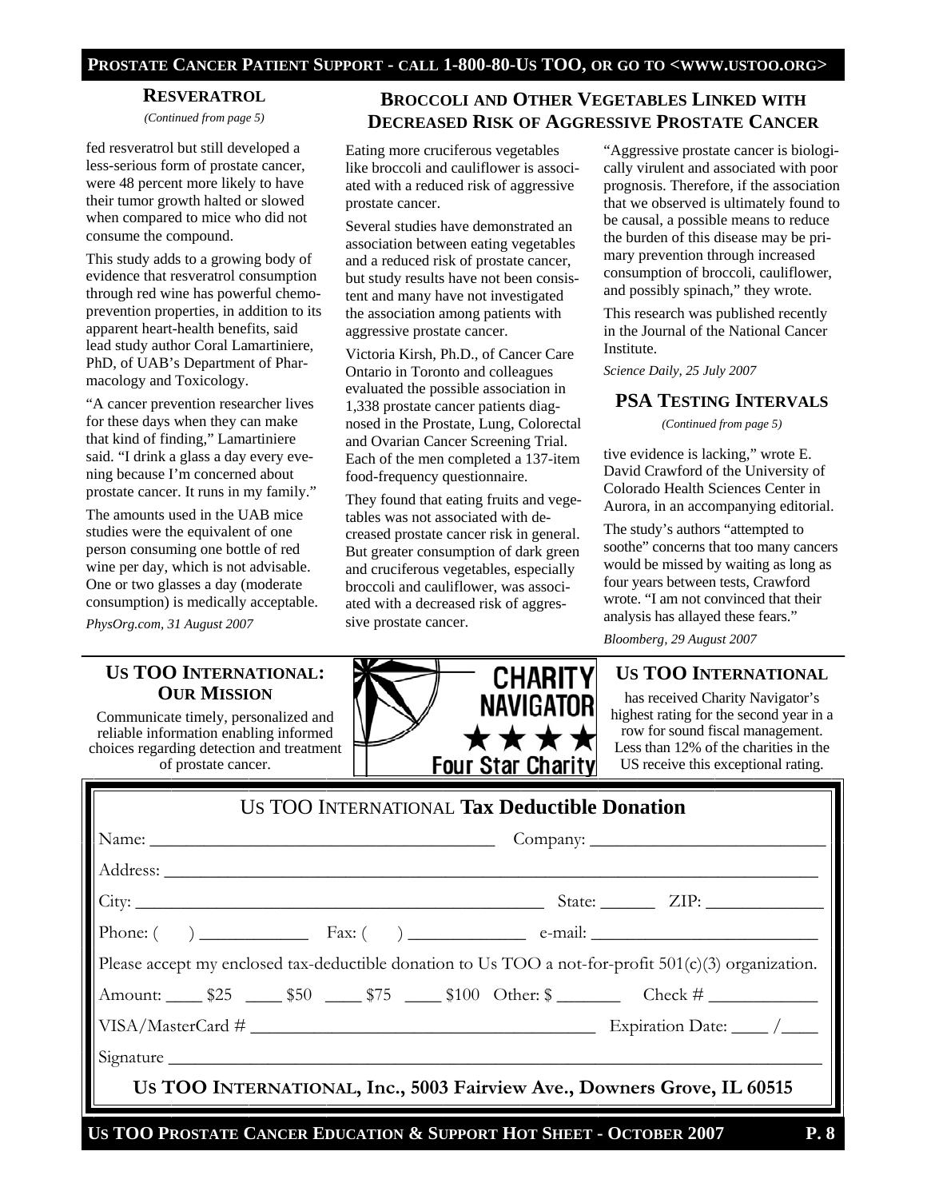## RESVERATROL

*(Continued from page 5)*

fed resveratrol but still developed a less-serious form of prostate cancer, were 48 percent more likely to have their tumor growth halted or slowed when compared to mice who did not consume the compound.

This study adds to a growing body of evidence that resveratrol consumption through red wine has powerful chemoprevention properties, in addition to its apparent heart-health benefits, said lead study author Coral Lamartiniere, PhD, of UAB's Department of Pharmacology and Toxicology.

"A cancer prevention researcher lives for these days when they can make that kind of finding," Lamartiniere said. "I drink a glass a day every evening because I'm concerned about prostate cancer. It runs in my family."

The amounts used in the UAB mice studies were the equivalent of one person consuming one bottle of red wine per day, which is not advisable. One or two glasses a day (moderate consumption) is medically acceptable.

*PhysOrg.com, 31 August 2007*

## BROCCOLI AND OTHER VEGETABLES LINKED WITH DECREASED RISK OF AGGRESSIVE PROSTATE CANCER

Eating more cruciferous vegetables like broccoli and cauliflower is associated with a reduced risk of aggressive prostate cancer.

Several studies have demonstrated an association between eating vegetables and a reduced risk of prostate cancer, but study results have not been consistent and many have not investigated the association among patients with aggressive prostate cancer.

Victoria Kirsh, Ph.D., of Cancer Care Ontario in Toronto and colleagues evaluated the possible association in 1,338 prostate cancer patients diagnosed in the Prostate, Lung, Colorectal and Ovarian Cancer Screening Trial. Each of the men completed a 137-item food-frequency questionnaire.

They found that eating fruits and vegetables was not associated with decreased prostate cancer risk in general. But greater consumption of dark green and cruciferous vegetables, especially broccoli and cauliflower, was associated with a decreased risk of aggressive prostate cancer.

"Aggressive prostate cancer is biologically virulent and associated with poor prognosis. Therefore, if the association that we observed is ultimately found to be causal, a possible means to reduce the burden of this disease may be primary prevention through increased consumption of broccoli, cauliflower, and possibly spinach," they wrote.

This research was published recently in the Journal of the National Cancer Institute.

*Science Daily, 25 July 2007*

## PSA TESTING INTERVALS

*(Continued from page 5)*

tive evidence is lacking," wrote E. David Crawford of the University of Colorado Health Sciences Center in Aurora, in an accompanying editorial.

The study's authors "attempted to soothe" concerns that too many cancers would be missed by waiting as long as four years between tests, Crawford wrote. "I am not convinced that their analysis has allayed these fears."

*Bloomberg, 29 August 2007*

## US TOO INTERNATIONAL: OUR MISSION

Communicate timely, personalized and reliable information enabling informed choices regarding detection and treatment of prostate cancer.

CHARITY NAVIGATOR ★★★★ Four Star Charity

## US TOO INTERNATIONAL

has received Charity Navigator's highest rating for the second year in a row for sound fiscal management. Less than 12% of the charities in the US receive this exceptional rating.

## US TOO INTERNATIONAL **Tax Deductible Donation**

Name: ______________________ Company: ______________________

Address: ______________________________________________

City: ______________________ State: ______ ZIP: ____________

Phone: ( ) ____________ Fax: ( ) ____________ e-mail: ______________________

Please accept my enclosed tax-deductible donation to Us TOO a not-for-profit 501(c)(3) organization.

Amount: ____ $25 ____ $50 ____ $75 ____ $100 Other: $ _______ Check # ____________

VISA/MasterCard # ______________________________ Expiration Date: ____ /____

Signature ______________________________________________

**US TOO INTERNATIONAL, Inc., 5003 Fairview Ave., Downers Grove, IL 60515**